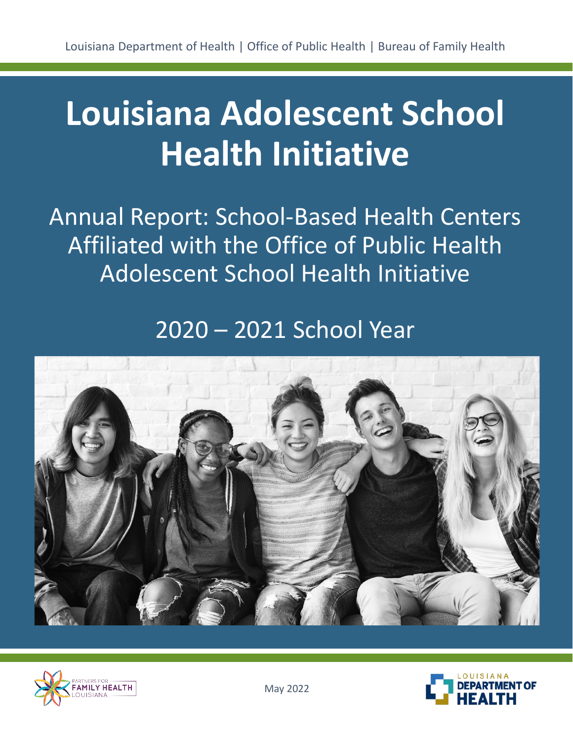Louisiana Department of Health | Office of Public Health | Bureau of Family Health

# Louisiana Adolescent School Health Initiative

## Annual Report: School-Based Health Centers Affiliated with the Office of Public Health Adolescent School Health Initiative

## 2020 – 2021 School Year

PARTNERS FOR FAMILY HEALTH LOUISIANA

May 2022

LOUISIANA DEPARTMENT OF HEALTH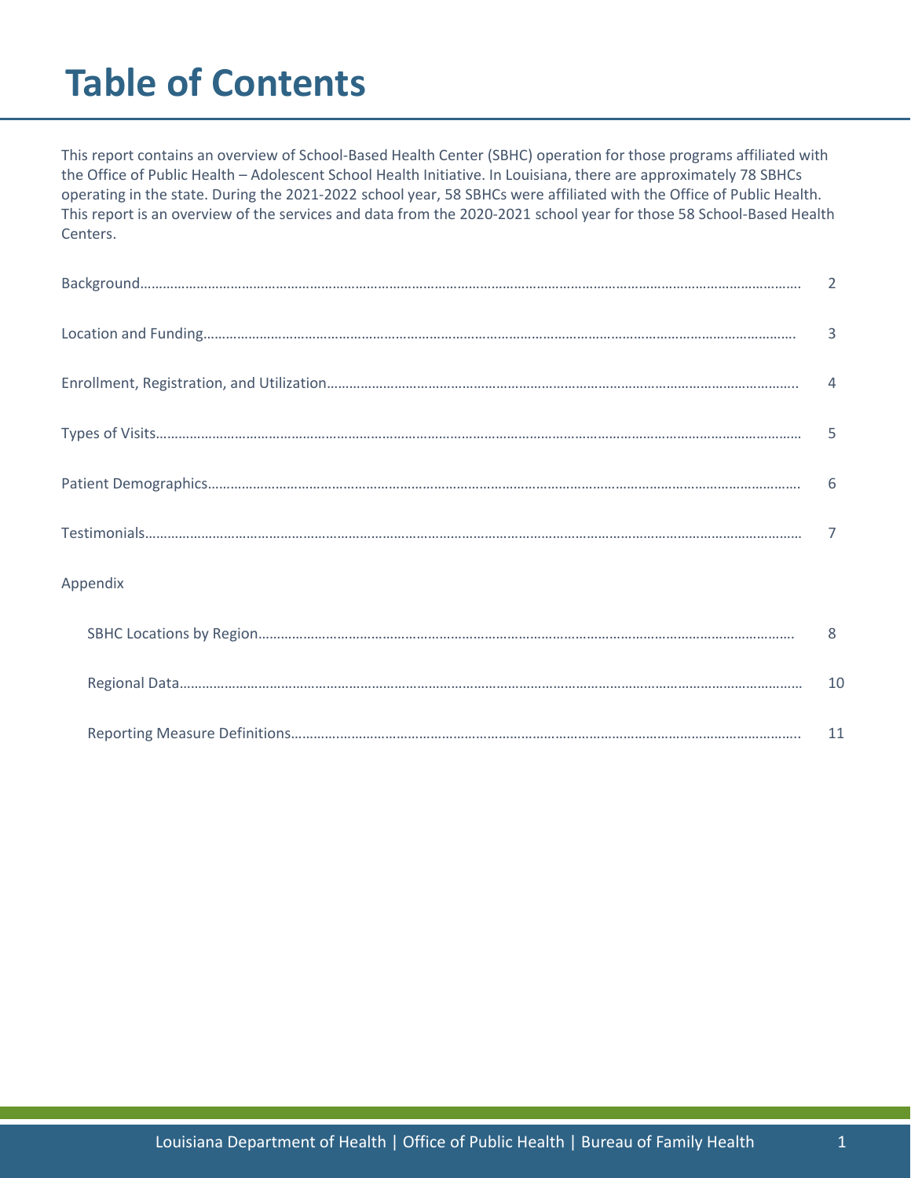# Table of Contents

This report contains an overview of School-Based Health Center (SBHC) operation for those programs affiliated with the Office of Public Health – Adolescent School Health Initiative. In Louisiana, there are approximately 78 SBHCs operating in the state. During the 2021-2022 school year, 58 SBHCs were affiliated with the Office of Public Health. This report is an overview of the services and data from the 2020-2021 school year for those 58 School-Based Health Centers.

Background…… 2

Location and Funding…… 3

Enrollment, Registration, and Utilization…… 4

Types of Visits…… 5

Patient Demographics…… 6

Testimonials…… 7

Appendix

- SBHC Locations by Region…… 8
- Regional Data…… 10
- Reporting Measure Definitions…… 11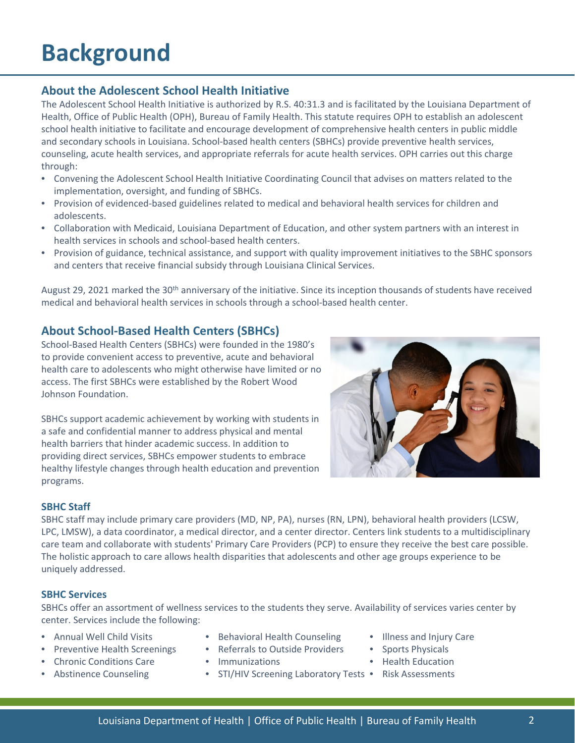# Background

## About the Adolescent School Health Initiative

The Adolescent School Health Initiative is authorized by R.S. 40:31.3 and is facilitated by the Louisiana Department of Health, Office of Public Health (OPH), Bureau of Family Health. This statute requires OPH to establish an adolescent school health initiative to facilitate and encourage development of comprehensive health centers in public middle and secondary schools in Louisiana. School-based health centers (SBHCs) provide preventive health services, counseling, acute health services, and appropriate referrals for acute health services. OPH carries out this charge through:

- Convening the Adolescent School Health Initiative Coordinating Council that advises on matters related to the implementation, oversight, and funding of SBHCs.
- Provision of evidenced-based guidelines related to medical and behavioral health services for children and adolescents.
- Collaboration with Medicaid, Louisiana Department of Education, and other system partners with an interest in health services in schools and school-based health centers.
- Provision of guidance, technical assistance, and support with quality improvement initiatives to the SBHC sponsors and centers that receive financial subsidy through Louisiana Clinical Services.

August 29, 2021 marked the 30th anniversary of the initiative. Since its inception thousands of students have received medical and behavioral health services in schools through a school-based health center.

## About School-Based Health Centers (SBHCs)

School-Based Health Centers (SBHCs) were founded in the 1980's to provide convenient access to preventive, acute and behavioral health care to adolescents who might otherwise have limited or no access. The first SBHCs were established by the Robert Wood Johnson Foundation.

SBHCs support academic achievement by working with students in a safe and confidential manner to address physical and mental health barriers that hinder academic success. In addition to providing direct services, SBHCs empower students to embrace healthy lifestyle changes through health education and prevention programs.

### SBHC Staff

SBHC staff may include primary care providers (MD, NP, PA), nurses (RN, LPN), behavioral health providers (LCSW, LPC, LMSW), a data coordinator, a medical director, and a center director. Centers link students to a multidisciplinary care team and collaborate with students' Primary Care Providers (PCP) to ensure they receive the best care possible. The holistic approach to care allows health disparities that adolescents and other age groups experience to be uniquely addressed.

### SBHC Services

SBHCs offer an assortment of wellness services to the students they serve. Availability of services varies center by center. Services include the following:

- Annual Well Child Visits
- Preventive Health Screenings
- Chronic Conditions Care
- Abstinence Counseling
- Behavioral Health Counseling
- Referrals to Outside Providers
- Immunizations
- STI/HIV Screening Laboratory Tests
- Illness and Injury Care
- Sports Physicals
- Health Education
- Risk Assessments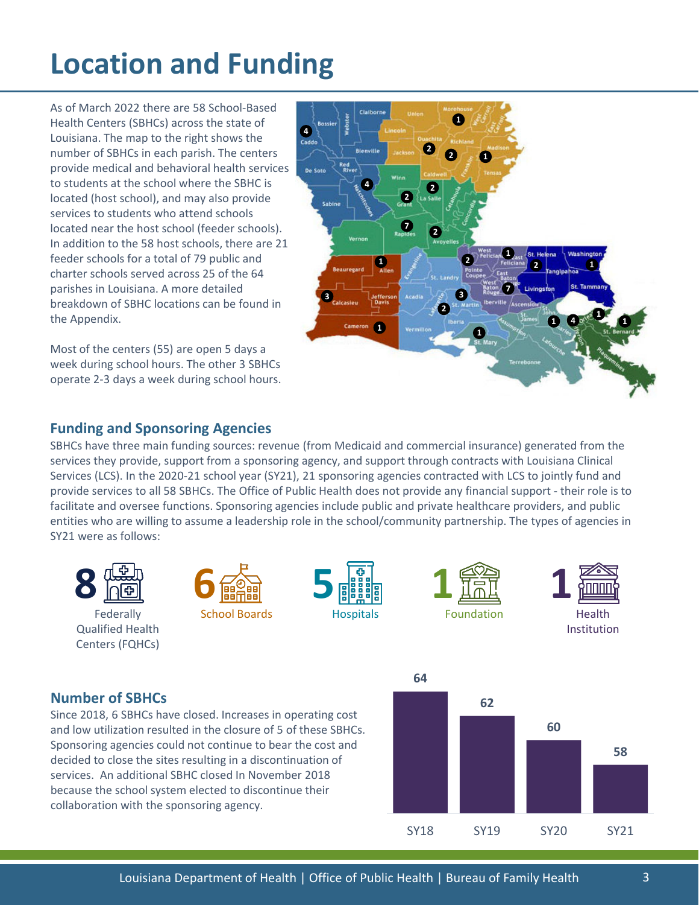# Location and Funding

As of March 2022 there are 58 School-Based Health Centers (SBHCs) across the state of Louisiana. The map to the right shows the number of SBHCs in each parish. The centers provide medical and behavioral health services to students at the school where the SBHC is located (host school), and may also provide services to students who attend schools located near the host school (feeder schools). In addition to the 58 host schools, there are 21 feeder schools for a total of 79 public and charter schools served across 25 of the 64 parishes in Louisiana. A more detailed breakdown of SBHC locations can be found in the Appendix.

Most of the centers (55) are open 5 days a week during school hours. The other 3 SBHCs operate 2-3 days a week during school hours.

## Funding and Sponsoring Agencies

SBHCs have three main funding sources: revenue (from Medicaid and commercial insurance) generated from the services they provide, support from a sponsoring agency, and support through contracts with Louisiana Clinical Services (LCS). In the 2020-21 school year (SY21), 21 sponsoring agencies contracted with LCS to jointly fund and provide services to all 58 SBHCs. The Office of Public Health does not provide any financial support - their role is to facilitate and oversee functions. Sponsoring agencies include public and private healthcare providers, and public entities who are willing to assume a leadership role in the school/community partnership. The types of agencies in SY21 were as follows:

- **8** Federally Qualified Health Centers (FQHCs)
- **6** School Boards
- **5** Hospitals
- **1** Foundation
- **1** Health Institution

## Number of SBHCs

Since 2018, 6 SBHCs have closed. Increases in operating cost and low utilization resulted in the closure of 5 of these SBHCs. Sponsoring agencies could not continue to bear the cost and decided to close the sites resulting in a discontinuation of services. An additional SBHC closed In November 2018 because the school system elected to discontinue their collaboration with the sponsoring agency.

| SY18 | SY19 | SY20 | SY21 |
| --- | --- | --- | --- |
| 64 | 62 | 60 | 58 |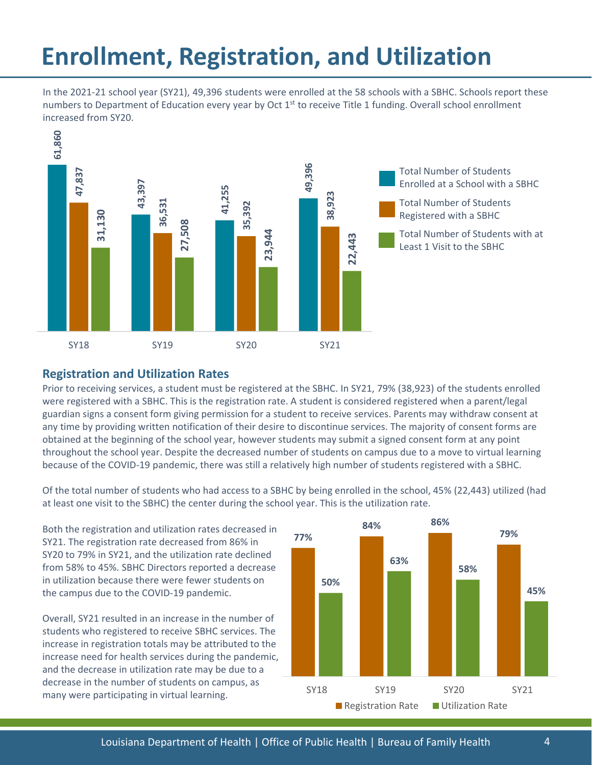# Enrollment, Registration, and Utilization

In the 2021-21 school year (SY21), 49,396 students were enrolled at the 58 schools with a SBHC. Schools report these numbers to Department of Education every year by Oct 1st to receive Title 1 funding. Overall school enrollment increased from SY20.

| | SY18 | SY19 | SY20 | SY21 |
|---|---|---|---|---|
| Total Number of Students Enrolled at a School with a SBHC | 61,860 | 43,397 | 41,255 | 49,396 |
| Total Number of Students Registered with a SBHC | 47,837 | 36,531 | 35,392 | 38,923 |
| Total Number of Students with at Least 1 Visit to the SBHC | 31,130 | 27,508 | 23,944 | 22,443 |

## Registration and Utilization Rates

Prior to receiving services, a student must be registered at the SBHC. In SY21, 79% (38,923) of the students enrolled were registered with a SBHC. This is the registration rate. A student is considered registered when a parent/legal guardian signs a consent form giving permission for a student to receive services. Parents may withdraw consent at any time by providing written notification of their desire to discontinue services. The majority of consent forms are obtained at the beginning of the school year, however students may submit a signed consent form at any point throughout the school year. Despite the decreased number of students on campus due to a move to virtual learning because of the COVID-19 pandemic, there was still a relatively high number of students registered with a SBHC.

Of the total number of students who had access to a SBHC by being enrolled in the school, 45% (22,443) utilized (had at least one visit to the SBHC) the center during the school year. This is the utilization rate.

Both the registration and utilization rates decreased in SY21. The registration rate decreased from 86% in SY20 to 79% in SY21, and the utilization rate declined from 58% to 45%. SBHC Directors reported a decrease in utilization because there were fewer students on the campus due to the COVID-19 pandemic.

Overall, SY21 resulted in an increase in the number of students who registered to receive SBHC services. The increase in registration totals may be attributed to the increase need for health services during the pandemic, and the decrease in utilization rate may be due to a decrease in the number of students on campus, as many were participating in virtual learning.

| | SY18 | SY19 | SY20 | SY21 |
|---|---|---|---|---|
| Registration Rate | 77% | 84% | 86% | 79% |
| Utilization Rate | 50% | 63% | 58% | 45% |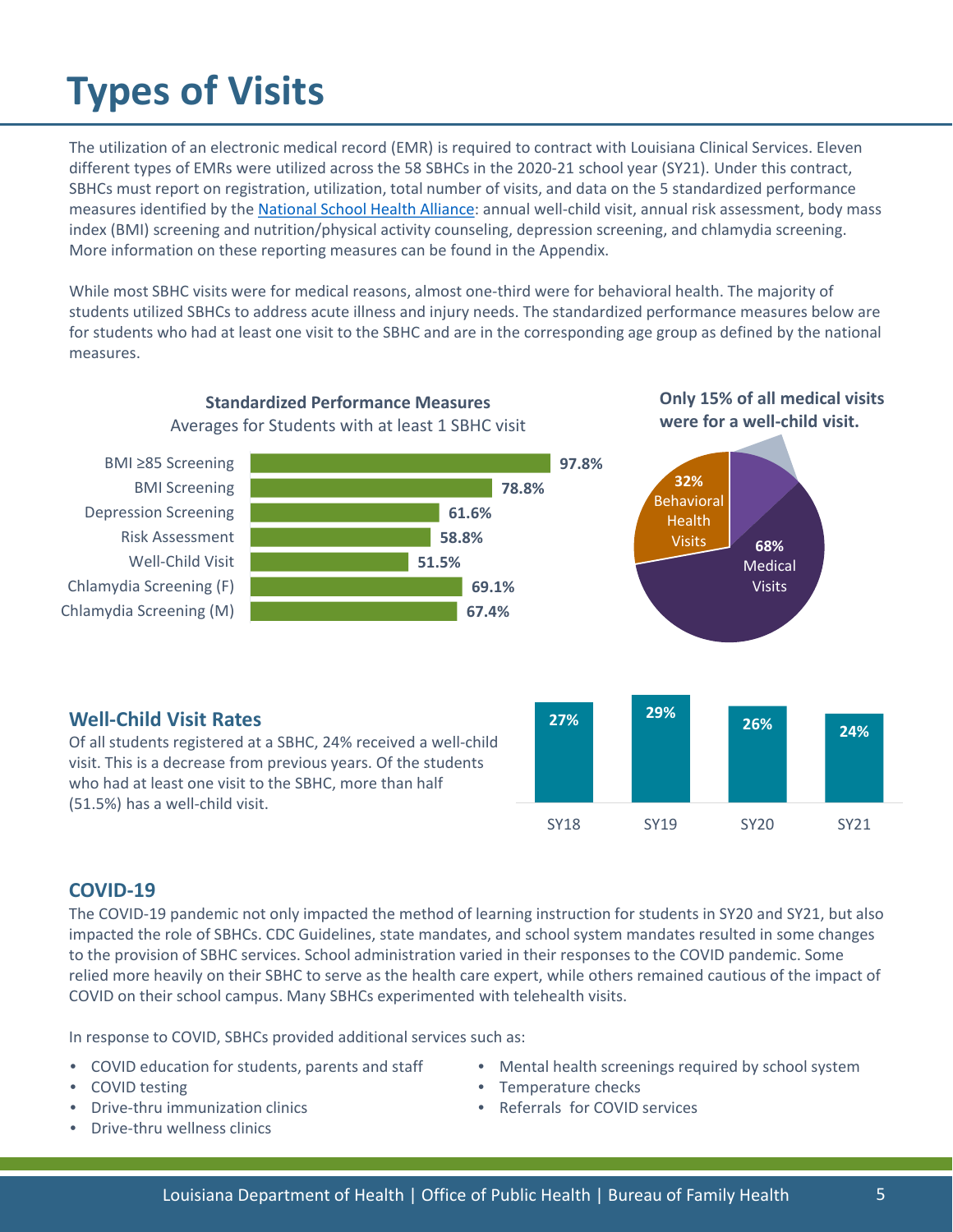# Types of Visits

The utilization of an electronic medical record (EMR) is required to contract with Louisiana Clinical Services. Eleven different types of EMRs were utilized across the 58 SBHCs in the 2020-21 school year (SY21). Under this contract, SBHCs must report on registration, utilization, total number of visits, and data on the 5 standardized performance measures identified by the National School Health Alliance: annual well-child visit, annual risk assessment, body mass index (BMI) screening and nutrition/physical activity counseling, depression screening, and chlamydia screening. More information on these reporting measures can be found in the Appendix.

While most SBHC visits were for medical reasons, almost one-third were for behavioral health. The majority of students utilized SBHCs to address acute illness and injury needs. The standardized performance measures below are for students who had at least one visit to the SBHC and are in the corresponding age group as defined by the national measures.

**Standardized Performance Measures**
Averages for Students with at least 1 SBHC visit

| Measure | Average |
|---|---|
| BMI ≥85 Screening | 97.8% |
| BMI Screening | 78.8% |
| Depression Screening | 61.6% |
| Risk Assessment | 58.8% |
| Well-Child Visit | 51.5% |
| Chlamydia Screening (F) | 69.1% |
| Chlamydia Screening (M) | 67.4% |

**Only 15% of all medical visits were for a well-child visit.**

| Visit Type | Percent |
|---|---|
| Behavioral Health Visits | 32% |
| Medical Visits | 68% |

## Well-Child Visit Rates

Of all students registered at a SBHC, 24% received a well-child visit. This is a decrease from previous years. Of the students who had at least one visit to the SBHC, more than half (51.5%) has a well-child visit.

| SY18 | SY19 | SY20 | SY21 |
|---|---|---|---|
| 27% | 29% | 26% | 24% |

## COVID-19

The COVID-19 pandemic not only impacted the method of learning instruction for students in SY20 and SY21, but also impacted the role of SBHCs. CDC Guidelines, state mandates, and school system mandates resulted in some changes to the provision of SBHC services. School administration varied in their responses to the COVID pandemic. Some relied more heavily on their SBHC to serve as the health care expert, while others remained cautious of the impact of COVID on their school campus. Many SBHCs experimented with telehealth visits.

In response to COVID, SBHCs provided additional services such as:

- COVID education for students, parents and staff
- COVID testing
- Drive-thru immunization clinics
- Drive-thru wellness clinics
- Mental health screenings required by school system
- Temperature checks
- Referrals for COVID services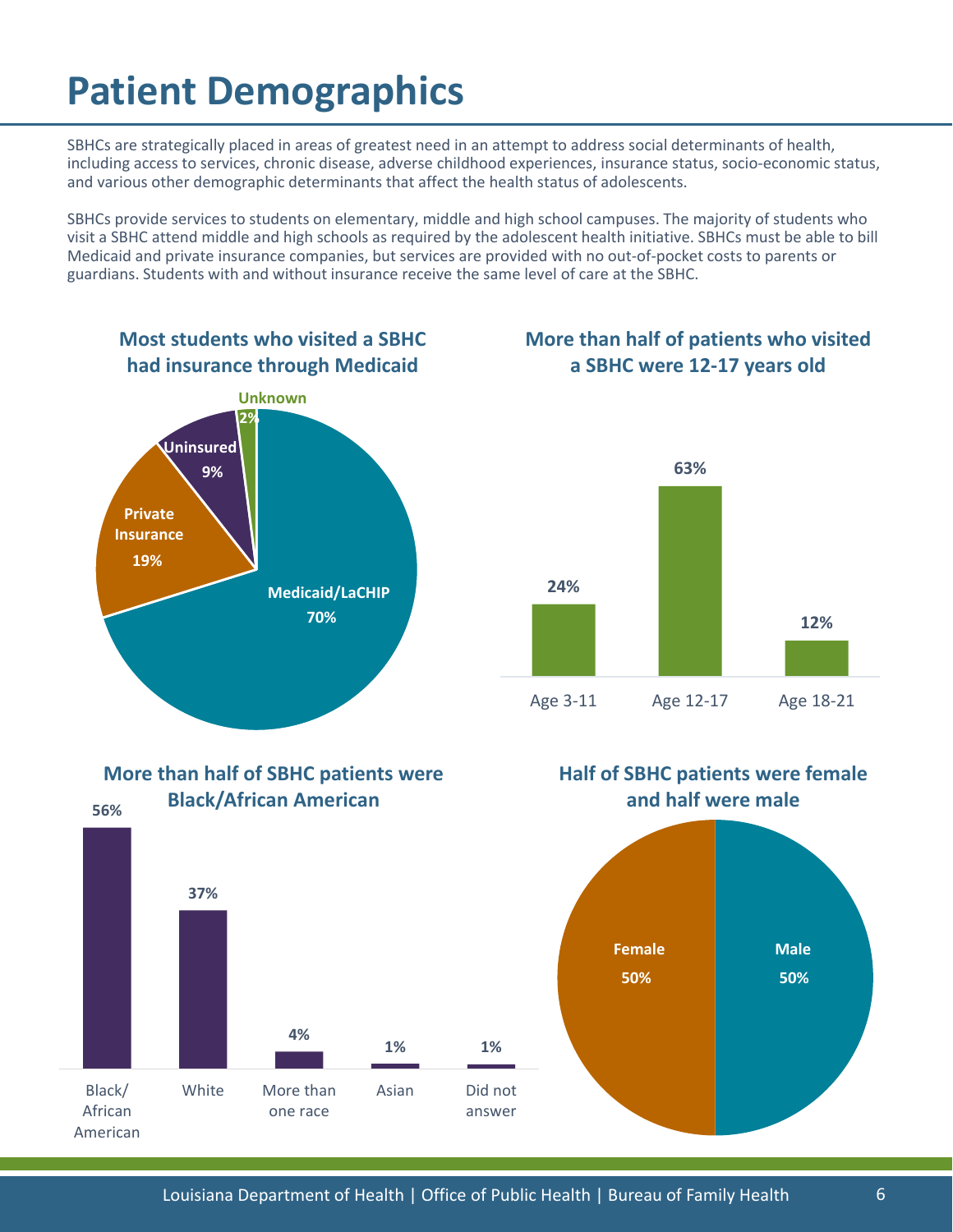# Patient Demographics

SBHCs are strategically placed in areas of greatest need in an attempt to address social determinants of health, including access to services, chronic disease, adverse childhood experiences, insurance status, socio-economic status, and various other demographic determinants that affect the health status of adolescents.

SBHCs provide services to students on elementary, middle and high school campuses. The majority of students who visit a SBHC attend middle and high schools as required by the adolescent health initiative. SBHCs must be able to bill Medicaid and private insurance companies, but services are provided with no out-of-pocket costs to parents or guardians. Students with and without insurance receive the same level of care at the SBHC.

### Most students who visited a SBHC had insurance through Medicaid

| Insurance | Percent |
|---|---|
| Medicaid/LaCHIP | 70% |
| Private Insurance | 19% |
| Uninsured | 9% |
| Unknown | 2% |

### More than half of patients who visited a SBHC were 12-17 years old

| Age | Percent |
|---|---|
| Age 3-11 | 24% |
| Age 12-17 | 63% |
| Age 18-21 | 12% |

### More than half of SBHC patients were Black/African American

| Race | Percent |
|---|---|
| Black/African American | 56% |
| White | 37% |
| More than one race | 4% |
| Asian | 1% |
| Did not answer | 1% |

### Half of SBHC patients were female and half were male

| Sex | Percent |
|---|---|
| Female | 50% |
| Male | 50% |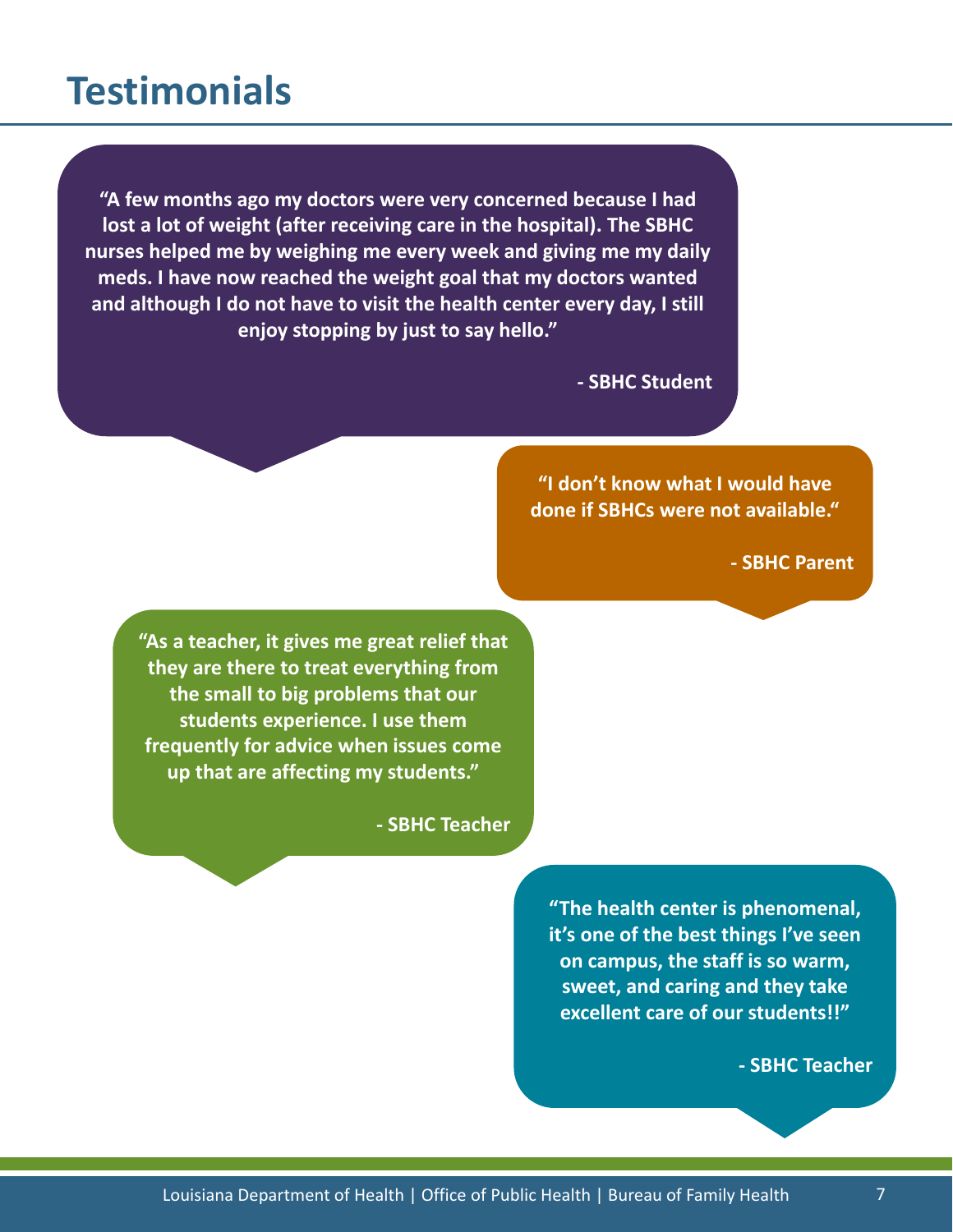# Testimonials

**"A few months ago my doctors were very concerned because I had lost a lot of weight (after receiving care in the hospital). The SBHC nurses helped me by weighing me every week and giving me my daily meds. I have now reached the weight goal that my doctors wanted and although I do not have to visit the health center every day, I still enjoy stopping by just to say hello."**

**- SBHC Student**

**"I don't know what I would have done if SBHCs were not available."**

**- SBHC Parent**

**"As a teacher, it gives me great relief that they are there to treat everything from the small to big problems that our students experience. I use them frequently for advice when issues come up that are affecting my students."**

**- SBHC Teacher**

**"The health center is phenomenal, it's one of the best things I've seen on campus, the staff is so warm, sweet, and caring and they take excellent care of our students!!"**

**- SBHC Teacher**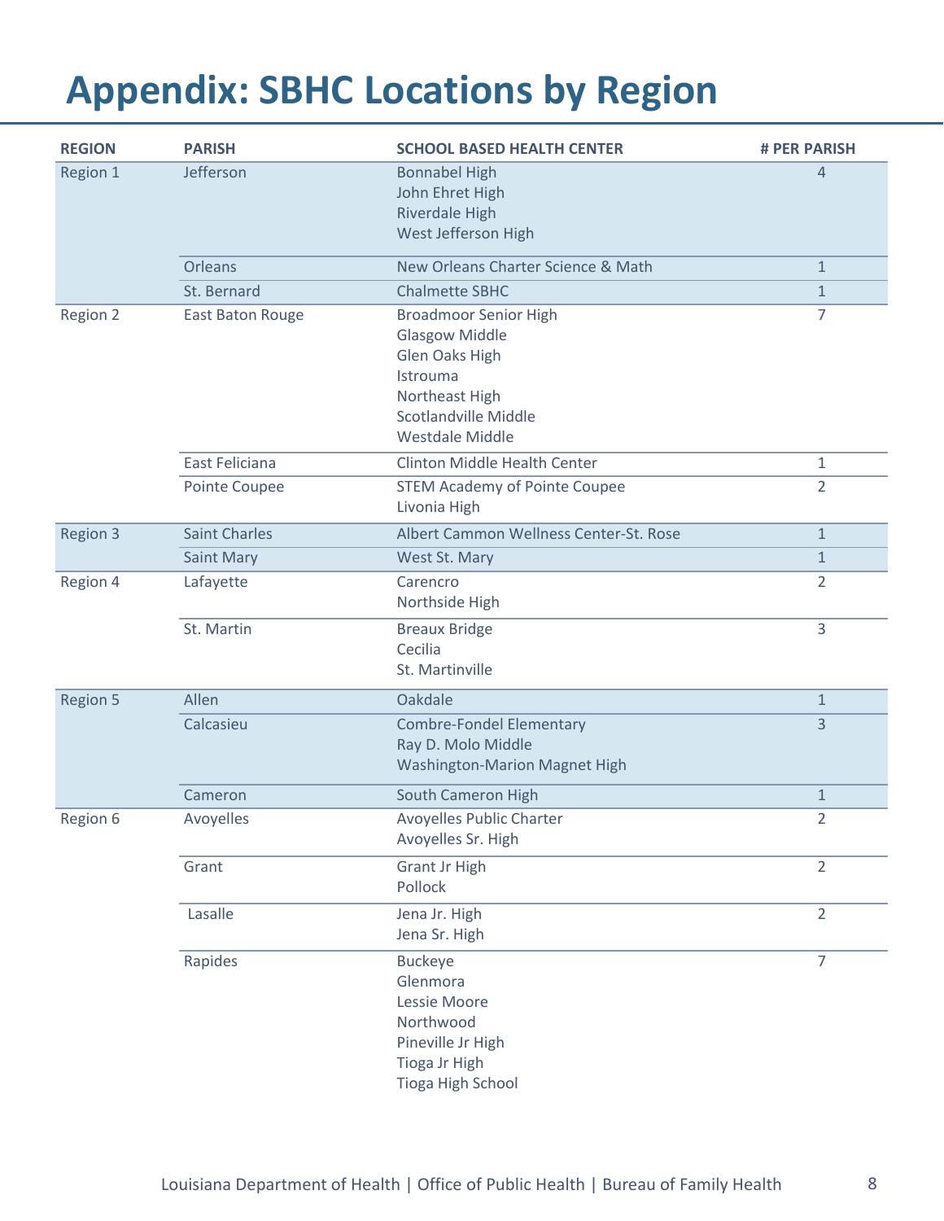# Appendix: SBHC Locations by Region

| REGION | PARISH | SCHOOL BASED HEALTH CENTER | # PER PARISH |
|---|---|---|---|
| Region 1 | Jefferson | Bonnabel High<br>John Ehret High<br>Riverdale High<br>West Jefferson High | 4 |
| | Orleans | New Orleans Charter Science & Math | 1 |
| | St. Bernard | Chalmette SBHC | 1 |
| Region 2 | East Baton Rouge | Broadmoor Senior High<br>Glasgow Middle<br>Glen Oaks High<br>Istrouma<br>Northeast High<br>Scotlandville Middle<br>Westdale Middle | 7 |
| | East Feliciana | Clinton Middle Health Center | 1 |
| | Pointe Coupee | STEM Academy of Pointe Coupee<br>Livonia High | 2 |
| Region 3 | Saint Charles | Albert Cammon Wellness Center-St. Rose | 1 |
| | Saint Mary | West St. Mary | 1 |
| Region 4 | Lafayette | Carencro<br>Northside High | 2 |
| | St. Martin | Breaux Bridge<br>Cecilia<br>St. Martinville | 3 |
| Region 5 | Allen | Oakdale | 1 |
| | Calcasieu | Combre-Fondel Elementary<br>Ray D. Molo Middle<br>Washington-Marion Magnet High | 3 |
| | Cameron | South Cameron High | 1 |
| Region 6 | Avoyelles | Avoyelles Public Charter<br>Avoyelles Sr. High | 2 |
| | Grant | Grant Jr High<br>Pollock | 2 |
| | Lasalle | Jena Jr. High<br>Jena Sr. High | 2 |
| | Rapides | Buckeye<br>Glenmora<br>Lessie Moore<br>Northwood<br>Pineville Jr High<br>Tioga Jr High<br>Tioga High School | 7 |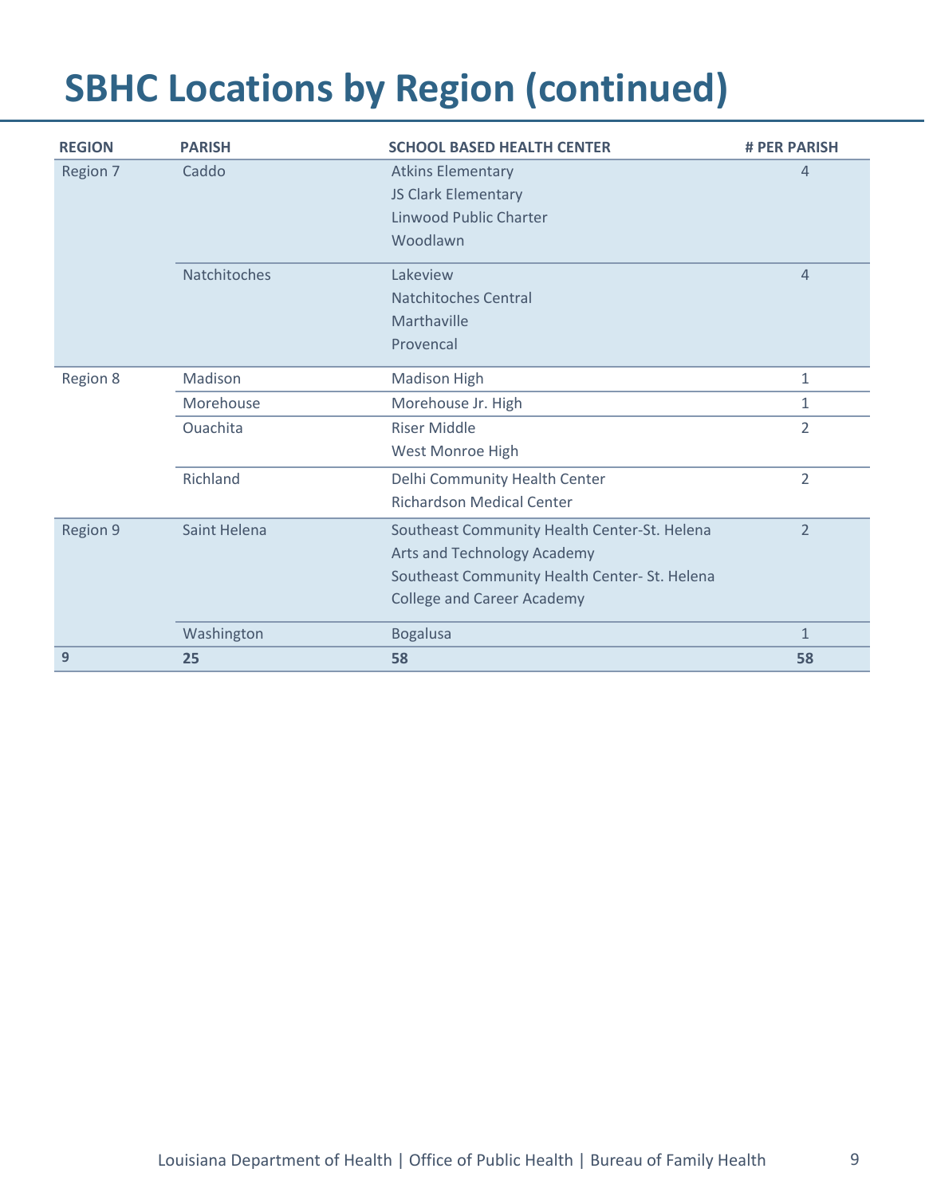# SBHC Locations by Region (continued)

| REGION | PARISH | SCHOOL BASED HEALTH CENTER | # PER PARISH |
|---|---|---|---|
| Region 7 | Caddo | Atkins Elementary<br>JS Clark Elementary<br>Linwood Public Charter<br>Woodlawn | 4 |
| | Natchitoches | Lakeview<br>Natchitoches Central<br>Marthaville<br>Provencal | 4 |
| Region 8 | Madison | Madison High | 1 |
| | Morehouse | Morehouse Jr. High | 1 |
| | Ouachita | Riser Middle<br>West Monroe High | 2 |
| | Richland | Delhi Community Health Center<br>Richardson Medical Center | 2 |
| Region 9 | Saint Helena | Southeast Community Health Center-St. Helena Arts and Technology Academy<br>Southeast Community Health Center- St. Helena College and Career Academy | 2 |
| | Washington | Bogalusa | 1 |
| **9** | **25** | **58** | **58** |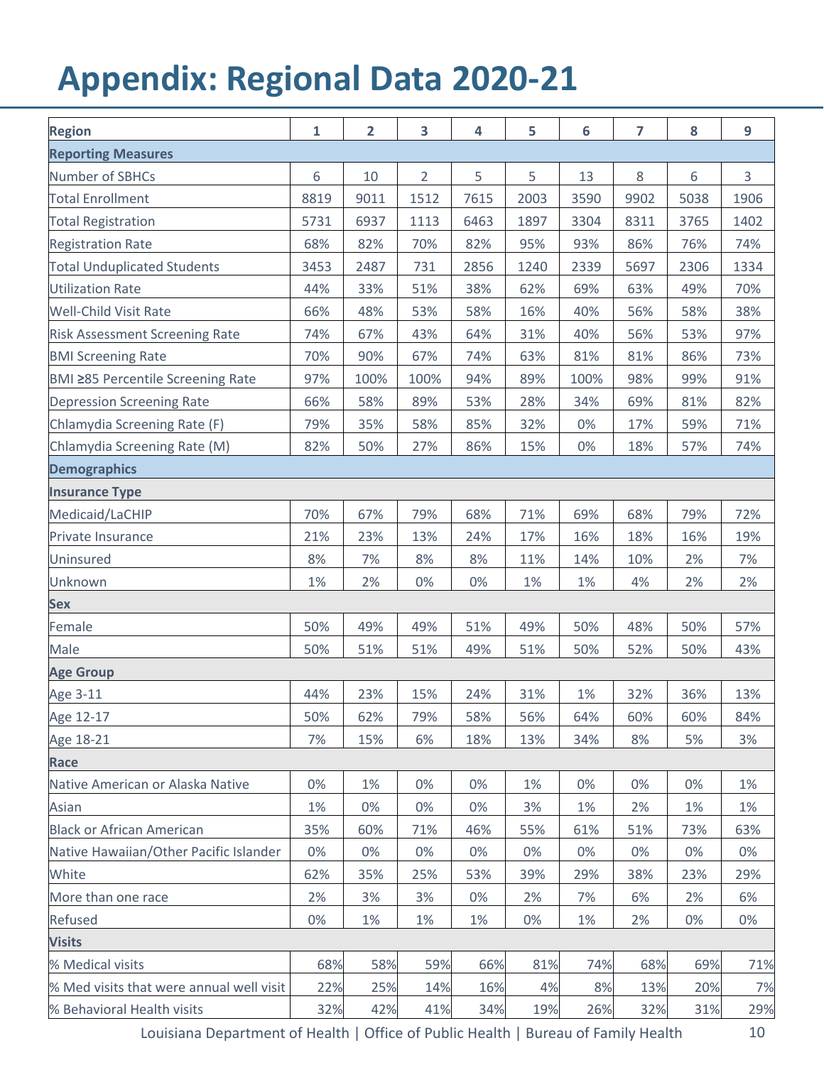# Appendix: Regional Data 2020-21

| Region | 1 | 2 | 3 | 4 | 5 | 6 | 7 | 8 | 9 |
|---|---|---|---|---|---|---|---|---|---|
| **Reporting Measures** | | | | | | | | | |
| Number of SBHCs | 6 | 10 | 2 | 5 | 5 | 13 | 8 | 6 | 3 |
| Total Enrollment | 8819 | 9011 | 1512 | 7615 | 2003 | 3590 | 9902 | 5038 | 1906 |
| Total Registration | 5731 | 6937 | 1113 | 6463 | 1897 | 3304 | 8311 | 3765 | 1402 |
| Registration Rate | 68% | 82% | 70% | 82% | 95% | 93% | 86% | 76% | 74% |
| Total Unduplicated Students | 3453 | 2487 | 731 | 2856 | 1240 | 2339 | 5697 | 2306 | 1334 |
| Utilization Rate | 44% | 33% | 51% | 38% | 62% | 69% | 63% | 49% | 70% |
| Well-Child Visit Rate | 66% | 48% | 53% | 58% | 16% | 40% | 56% | 58% | 38% |
| Risk Assessment Screening Rate | 74% | 67% | 43% | 64% | 31% | 40% | 56% | 53% | 97% |
| BMI Screening Rate | 70% | 90% | 67% | 74% | 63% | 81% | 81% | 86% | 73% |
| BMI ≥85 Percentile Screening Rate | 97% | 100% | 100% | 94% | 89% | 100% | 98% | 99% | 91% |
| Depression Screening Rate | 66% | 58% | 89% | 53% | 28% | 34% | 69% | 81% | 82% |
| Chlamydia Screening Rate (F) | 79% | 35% | 58% | 85% | 32% | 0% | 17% | 59% | 71% |
| Chlamydia Screening Rate (M) | 82% | 50% | 27% | 86% | 15% | 0% | 18% | 57% | 74% |
| **Demographics** | | | | | | | | | |
| **Insurance Type** | | | | | | | | | |
| Medicaid/LaCHIP | 70% | 67% | 79% | 68% | 71% | 69% | 68% | 79% | 72% |
| Private Insurance | 21% | 23% | 13% | 24% | 17% | 16% | 18% | 16% | 19% |
| Uninsured | 8% | 7% | 8% | 8% | 11% | 14% | 10% | 2% | 7% |
| Unknown | 1% | 2% | 0% | 0% | 1% | 1% | 4% | 2% | 2% |
| **Sex** | | | | | | | | | |
| Female | 50% | 49% | 49% | 51% | 49% | 50% | 48% | 50% | 57% |
| Male | 50% | 51% | 51% | 49% | 51% | 50% | 52% | 50% | 43% |
| **Age Group** | | | | | | | | | |
| Age 3-11 | 44% | 23% | 15% | 24% | 31% | 1% | 32% | 36% | 13% |
| Age 12-17 | 50% | 62% | 79% | 58% | 56% | 64% | 60% | 60% | 84% |
| Age 18-21 | 7% | 15% | 6% | 18% | 13% | 34% | 8% | 5% | 3% |
| **Race** | | | | | | | | | |
| Native American or Alaska Native | 0% | 1% | 0% | 0% | 1% | 0% | 0% | 0% | 1% |
| Asian | 1% | 0% | 0% | 0% | 3% | 1% | 2% | 1% | 1% |
| Black or African American | 35% | 60% | 71% | 46% | 55% | 61% | 51% | 73% | 63% |
| Native Hawaiian/Other Pacific Islander | 0% | 0% | 0% | 0% | 0% | 0% | 0% | 0% | 0% |
| White | 62% | 35% | 25% | 53% | 39% | 29% | 38% | 23% | 29% |
| More than one race | 2% | 3% | 3% | 0% | 2% | 7% | 6% | 2% | 6% |
| Refused | 0% | 1% | 1% | 1% | 0% | 1% | 2% | 0% | 0% |
| **Visits** | | | | | | | | | |
| % Medical visits | 68% | 58% | 59% | 66% | 81% | 74% | 68% | 69% | 71% |
| % Med visits that were annual well visit | 22% | 25% | 14% | 16% | 4% | 8% | 13% | 20% | 7% |
| % Behavioral Health visits | 32% | 42% | 41% | 34% | 19% | 26% | 32% | 31% | 29% |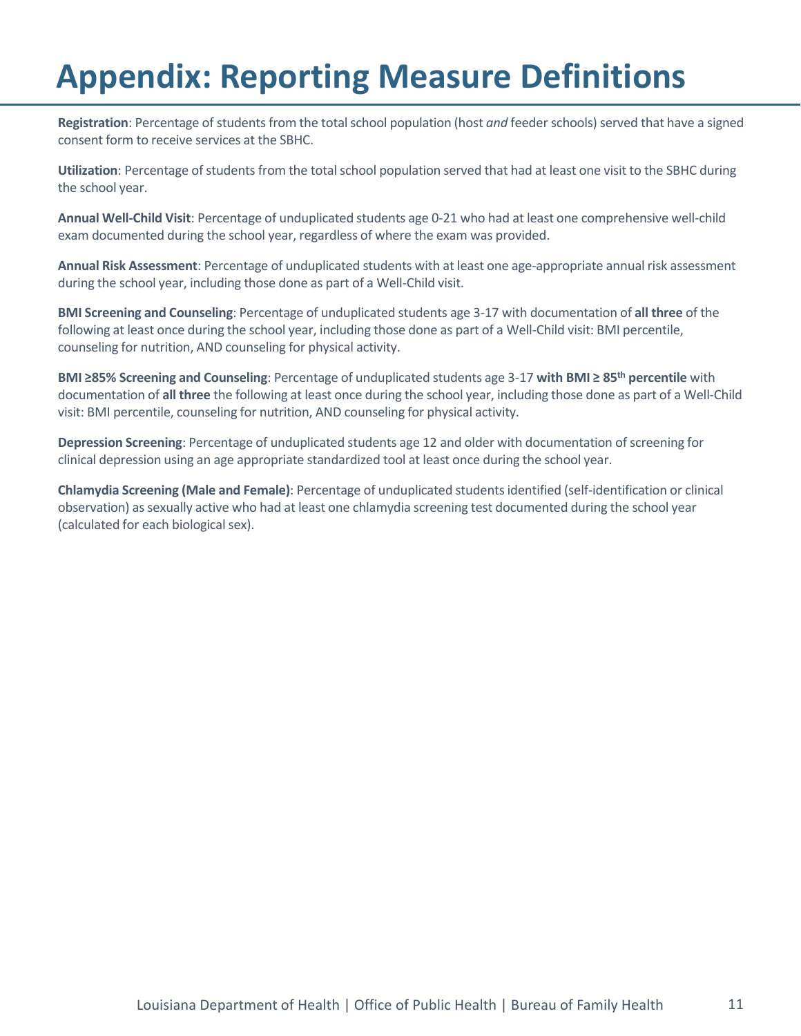# Appendix: Reporting Measure Definitions

**Registration**: Percentage of students from the total school population (host *and* feeder schools) served that have a signed consent form to receive services at the SBHC.

**Utilization**: Percentage of students from the total school population served that had at least one visit to the SBHC during the school year.

**Annual Well-Child Visit**: Percentage of unduplicated students age 0-21 who had at least one comprehensive well-child exam documented during the school year, regardless of where the exam was provided.

**Annual Risk Assessment**: Percentage of unduplicated students with at least one age-appropriate annual risk assessment during the school year, including those done as part of a Well-Child visit.

**BMI Screening and Counseling**: Percentage of unduplicated students age 3-17 with documentation of **all three** of the following at least once during the school year, including those done as part of a Well-Child visit: BMI percentile, counseling for nutrition, AND counseling for physical activity.

**BMI ≥85% Screening and Counseling**: Percentage of unduplicated students age 3-17 **with BMI ≥ 85th percentile** with documentation of **all three** the following at least once during the school year, including those done as part of a Well-Child visit: BMI percentile, counseling for nutrition, AND counseling for physical activity.

**Depression Screening**: Percentage of unduplicated students age 12 and older with documentation of screening for clinical depression using an age appropriate standardized tool at least once during the school year.

**Chlamydia Screening (Male and Female)**: Percentage of unduplicated students identified (self-identification or clinical observation) as sexually active who had at least one chlamydia screening test documented during the school year (calculated for each biological sex).